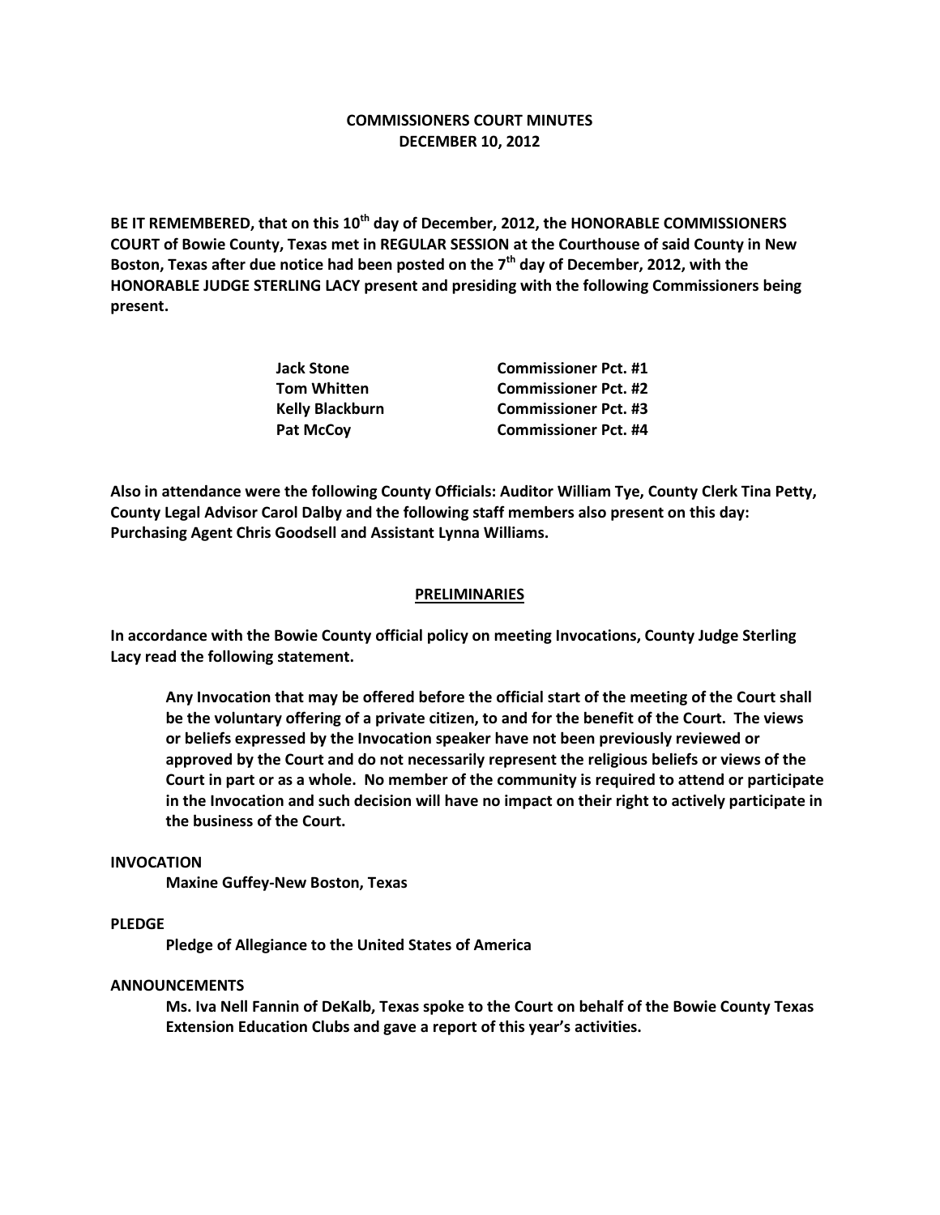# COMMISSIONERS COURT MINUTES
## DECEMBER 10, 2012

**BE IT REMEMBERED, that on this 10th day of December, 2012, the HONORABLE COMMISSIONERS COURT of Bowie County, Texas met in REGULAR SESSION at the Courthouse of said County in New Boston, Texas after due notice had been posted on the 7th day of December, 2012, with the HONORABLE JUDGE STERLING LACY present and presiding with the following Commissioners being present.**

| | |
|---|---|
| **Jack Stone** | **Commissioner Pct. #1** |
| **Tom Whitten** | **Commissioner Pct. #2** |
| **Kelly Blackburn** | **Commissioner Pct. #3** |
| **Pat McCoy** | **Commissioner Pct. #4** |

**Also in attendance were the following County Officials: Auditor William Tye, County Clerk Tina Petty, County Legal Advisor Carol Dalby and the following staff members also present on this day: Purchasing Agent Chris Goodsell and Assistant Lynna Williams.**

## PRELIMINARIES

**In accordance with the Bowie County official policy on meeting Invocations, County Judge Sterling Lacy read the following statement.**

> **Any Invocation that may be offered before the official start of the meeting of the Court shall be the voluntary offering of a private citizen, to and for the benefit of the Court. The views or beliefs expressed by the Invocation speaker have not been previously reviewed or approved by the Court and do not necessarily represent the religious beliefs or views of the Court in part or as a whole. No member of the community is required to attend or participate in the Invocation and such decision will have no impact on their right to actively participate in the business of the Court.**

**INVOCATION**

**Maxine Guffey-New Boston, Texas**

**PLEDGE**

**Pledge of Allegiance to the United States of America**

**ANNOUNCEMENTS**

**Ms. Iva Nell Fannin of DeKalb, Texas spoke to the Court on behalf of the Bowie County Texas Extension Education Clubs and gave a report of this year's activities.**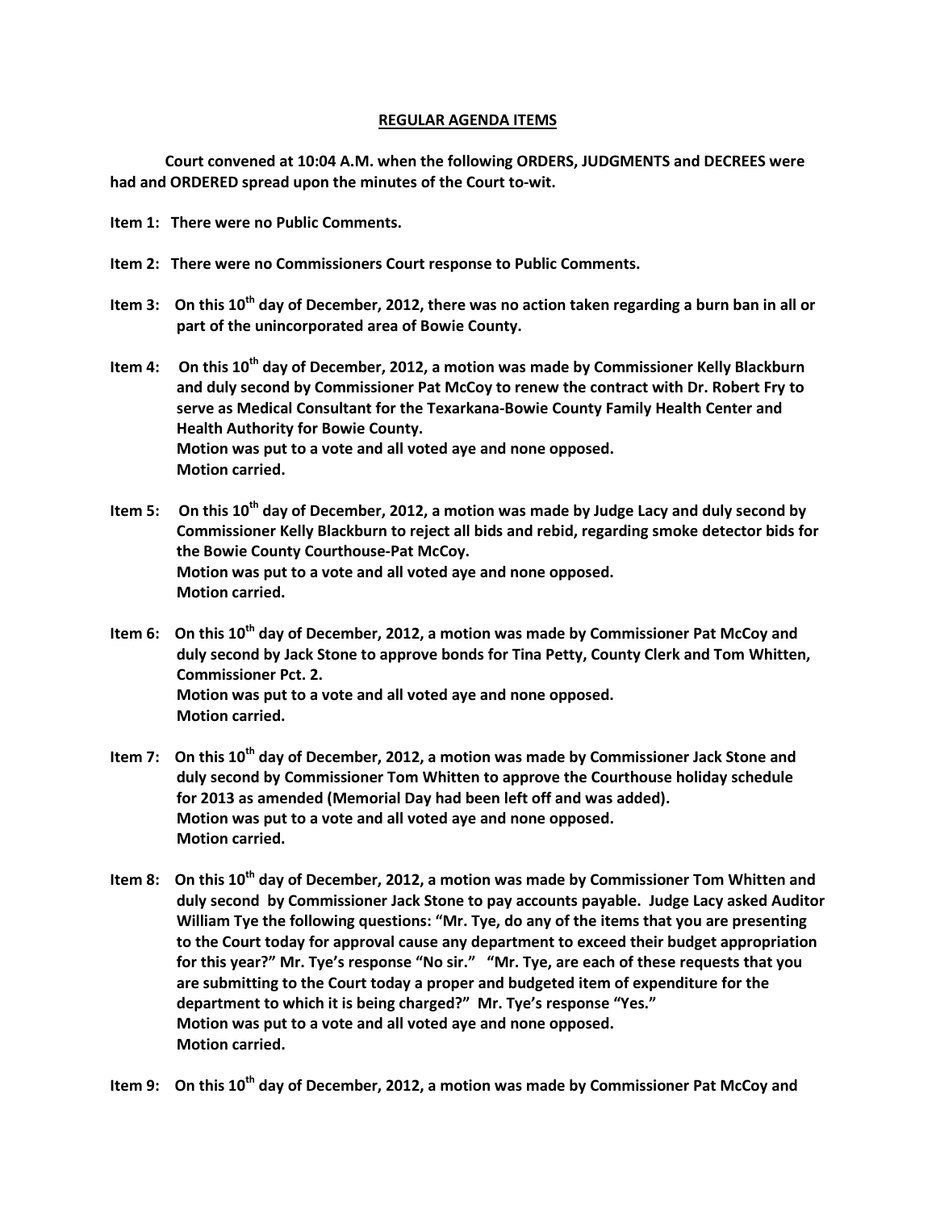## REGULAR AGENDA ITEMS

**Court convened at 10:04 A.M. when the following ORDERS, JUDGMENTS and DECREES were had and ORDERED spread upon the minutes of the Court to-wit.**

**Item 1: There were no Public Comments.**

**Item 2: There were no Commissioners Court response to Public Comments.**

**Item 3: On this 10th day of December, 2012, there was no action taken regarding a burn ban in all or part of the unincorporated area of Bowie County.**

**Item 4: On this 10th day of December, 2012, a motion was made by Commissioner Kelly Blackburn and duly second by Commissioner Pat McCoy to renew the contract with Dr. Robert Fry to serve as Medical Consultant for the Texarkana-Bowie County Family Health Center and Health Authority for Bowie County.**
**Motion was put to a vote and all voted aye and none opposed.**
**Motion carried.**

**Item 5: On this 10th day of December, 2012, a motion was made by Judge Lacy and duly second by Commissioner Kelly Blackburn to reject all bids and rebid, regarding smoke detector bids for the Bowie County Courthouse-Pat McCoy.**
**Motion was put to a vote and all voted aye and none opposed.**
**Motion carried.**

**Item 6: On this 10th day of December, 2012, a motion was made by Commissioner Pat McCoy and duly second by Jack Stone to approve bonds for Tina Petty, County Clerk and Tom Whitten, Commissioner Pct. 2.**
**Motion was put to a vote and all voted aye and none opposed.**
**Motion carried.**

**Item 7: On this 10th day of December, 2012, a motion was made by Commissioner Jack Stone and duly second by Commissioner Tom Whitten to approve the Courthouse holiday schedule for 2013 as amended (Memorial Day had been left off and was added).**
**Motion was put to a vote and all voted aye and none opposed.**
**Motion carried.**

**Item 8: On this 10th day of December, 2012, a motion was made by Commissioner Tom Whitten and duly second by Commissioner Jack Stone to pay accounts payable. Judge Lacy asked Auditor William Tye the following questions: "Mr. Tye, do any of the items that you are presenting to the Court today for approval cause any department to exceed their budget appropriation for this year?" Mr. Tye's response "No sir." "Mr. Tye, are each of these requests that you are submitting to the Court today a proper and budgeted item of expenditure for the department to which it is being charged?" Mr. Tye's response "Yes."**
**Motion was put to a vote and all voted aye and none opposed.**
**Motion carried.**

**Item 9: On this 10th day of December, 2012, a motion was made by Commissioner Pat McCoy and**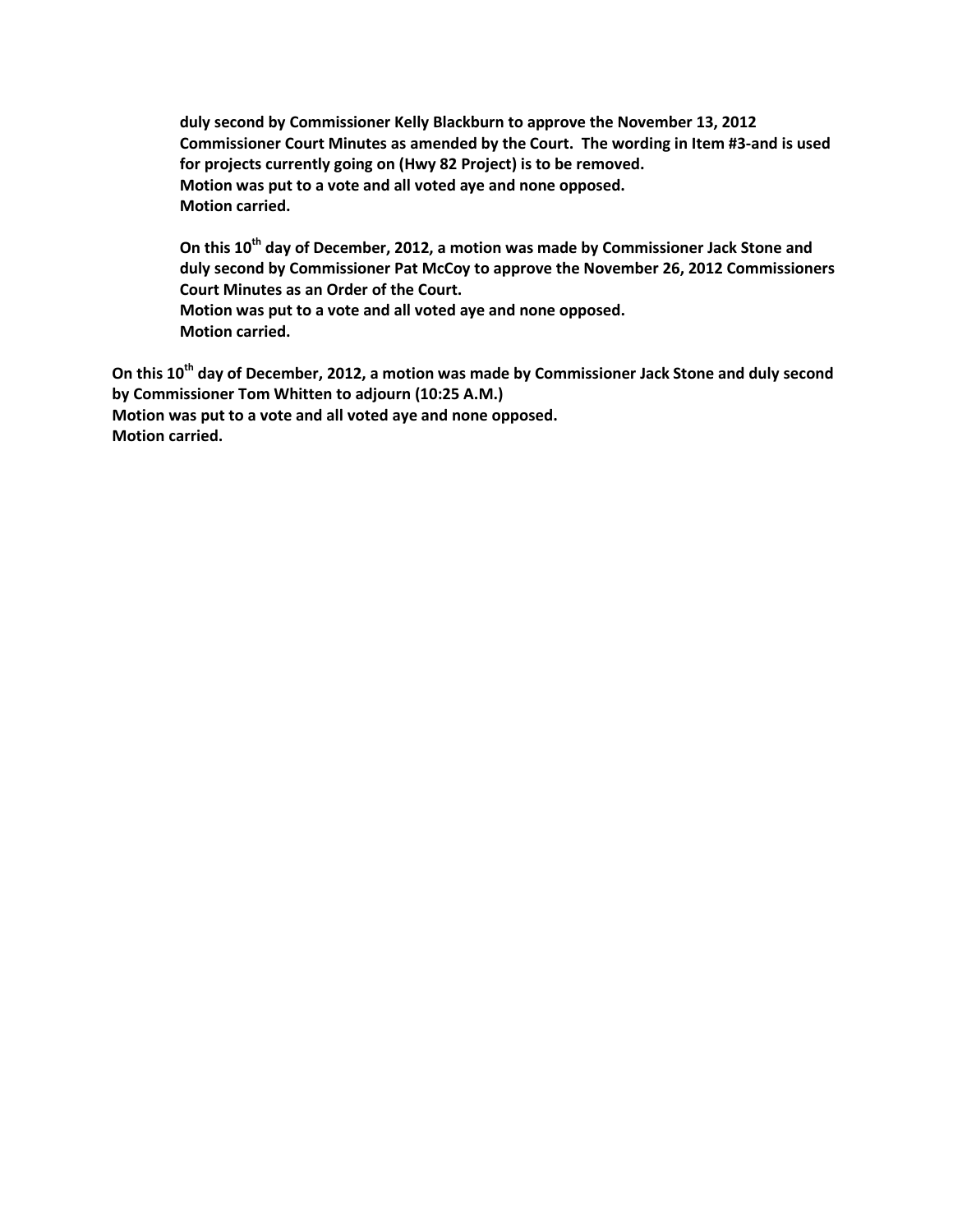**duly second by Commissioner Kelly Blackburn to approve the November 13, 2012 Commissioner Court Minutes as amended by the Court. The wording in Item #3-and is used for projects currently going on (Hwy 82 Project) is to be removed.**
**Motion was put to a vote and all voted aye and none opposed.**
**Motion carried.**

**On this 10th day of December, 2012, a motion was made by Commissioner Jack Stone and duly second by Commissioner Pat McCoy to approve the November 26, 2012 Commissioners Court Minutes as an Order of the Court.**
**Motion was put to a vote and all voted aye and none opposed.**
**Motion carried.**

**On this 10th day of December, 2012, a motion was made by Commissioner Jack Stone and duly second by Commissioner Tom Whitten to adjourn (10:25 A.M.)**
**Motion was put to a vote and all voted aye and none opposed.**
**Motion carried.**